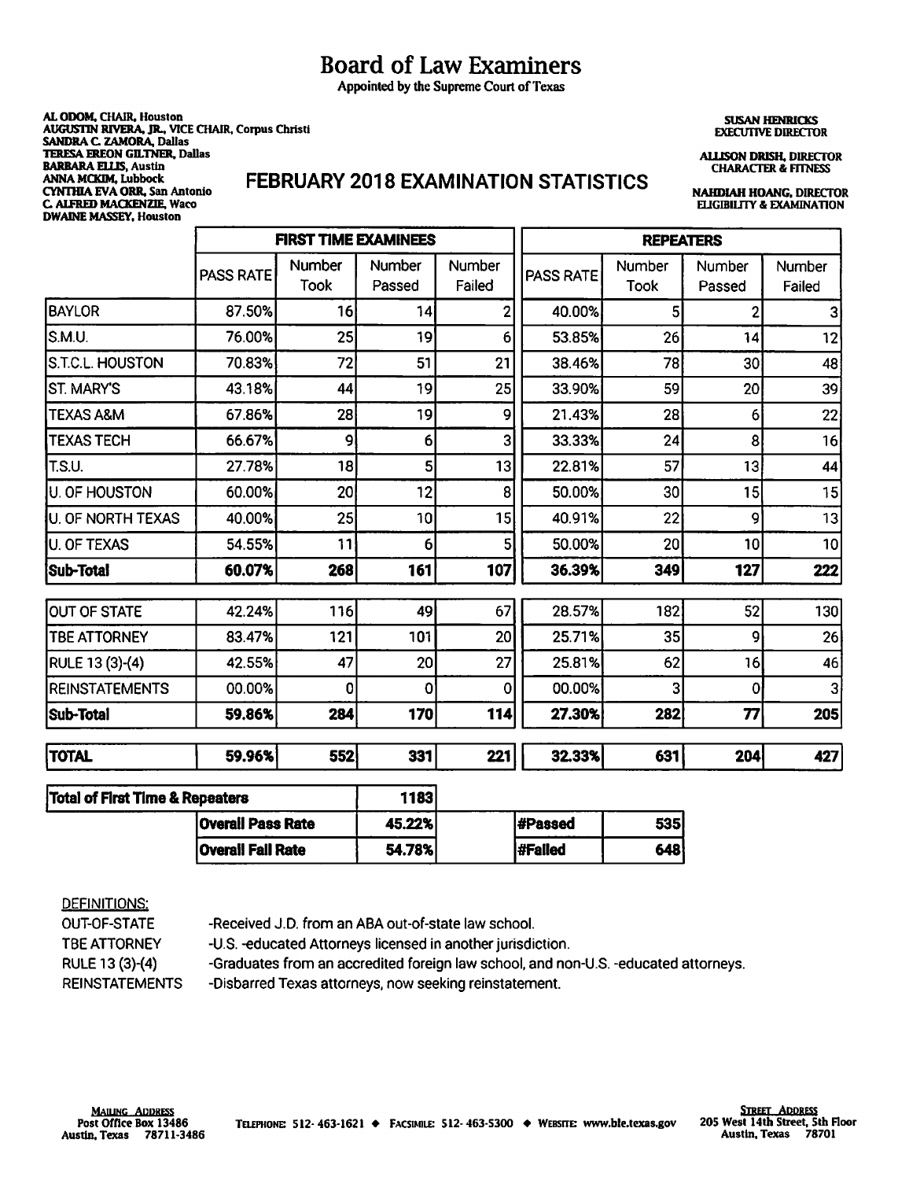# Board of Law Examiners

Appointed by the Supreme Court of Texas

**AL ODOM, CHAIR, Houston**
**AUGUSTIN RIVERA, JR., VICE CHAIR, Corpus Christi**
**SANDRA C. ZAMORA, Dallas**
**TERESA EREON GILTNER, Dallas**
**BARBARA ELLIS, Austin**
**ANNA MCKIM, Lubbock**
**CYNTHIA EVA ORR, San Antonio**
**C. ALFRED MACKENZIE, Waco**
**DWAINE MASSEY, Houston**

**SUSAN HENRICKS**
**EXECUTIVE DIRECTOR**

**ALLISON DRISH, DIRECTOR**
**CHARACTER & FITNESS**

**NAHDIAH HOANG, DIRECTOR**
**ELIGIBILITY & EXAMINATION**

## FEBRUARY 2018 EXAMINATION STATISTICS

| | FIRST TIME EXAMINEES | | | | REPEATERS | | | |
|---|---|---|---|---|---|---|---|---|
| | PASS RATE | Number Took | Number Passed | Number Failed | PASS RATE | Number Took | Number Passed | Number Failed |
| BAYLOR | 87.50% | 16 | 14 | 2 | 40.00% | 5 | 2 | 3 |
| S.M.U. | 76.00% | 25 | 19 | 6 | 53.85% | 26 | 14 | 12 |
| S.T.C.L. HOUSTON | 70.83% | 72 | 51 | 21 | 38.46% | 78 | 30 | 48 |
| ST. MARY'S | 43.18% | 44 | 19 | 25 | 33.90% | 59 | 20 | 39 |
| TEXAS A&M | 67.86% | 28 | 19 | 9 | 21.43% | 28 | 6 | 22 |
| TEXAS TECH | 66.67% | 9 | 6 | 3 | 33.33% | 24 | 8 | 16 |
| T.S.U. | 27.78% | 18 | 5 | 13 | 22.81% | 57 | 13 | 44 |
| U. OF HOUSTON | 60.00% | 20 | 12 | 8 | 50.00% | 30 | 15 | 15 |
| U. OF NORTH TEXAS | 40.00% | 25 | 10 | 15 | 40.91% | 22 | 9 | 13 |
| U. OF TEXAS | 54.55% | 11 | 6 | 5 | 50.00% | 20 | 10 | 10 |
| **Sub-Total** | **60.07%** | **268** | **161** | **107** | **36.39%** | **349** | **127** | **222** |
| OUT OF STATE | 42.24% | 116 | 49 | 67 | 28.57% | 182 | 52 | 130 |
| TBE ATTORNEY | 83.47% | 121 | 101 | 20 | 25.71% | 35 | 9 | 26 |
| RULE 13 (3)-(4) | 42.55% | 47 | 20 | 27 | 25.81% | 62 | 16 | 46 |
| REINSTATEMENTS | 00.00% | 0 | 0 | 0 | 00.00% | 3 | 0 | 3 |
| **Sub-Total** | **59.86%** | **284** | **170** | **114** | **27.30%** | **282** | **77** | **205** |
| **TOTAL** | **59.96%** | **552** | **331** | **221** | **32.33%** | **631** | **204** | **427** |

| **Total of First Time & Repeaters** | **1183** | | |
|---|---|---|---|
| **Overall Pass Rate** | **45.22%** | **#Passed** | **535** |
| **Overall Fail Rate** | **54.78%** | **#Failed** | **648** |

DEFINITIONS:

OUT-OF-STATE -Received J.D. from an ABA out-of-state law school.

TBE ATTORNEY -U.S. -educated Attorneys licensed in another jurisdiction.

RULE 13 (3)-(4) -Graduates from an accredited foreign law school, and non-U.S. -educated attorneys.

REINSTATEMENTS -Disbarred Texas attorneys, now seeking reinstatement.

MAILING ADDRESS
Post Office Box 13486
Austin, Texas 78711-3486

TELEPHONE: 512-463-1621 ◆ FACSIMILE: 512-463-5300 ◆ WEBSITE: www.ble.texas.gov

STREET ADDRESS
205 West 14th Street, 5th Floor
Austin, Texas 78701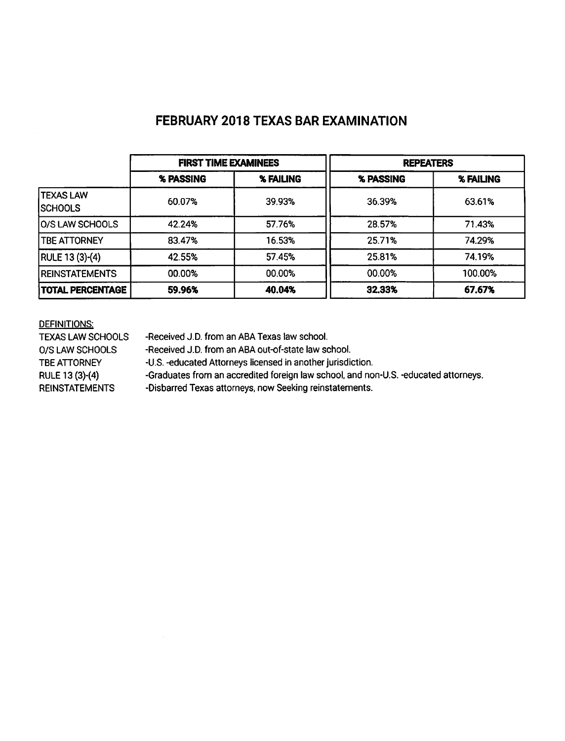# FEBRUARY 2018 TEXAS BAR EXAMINATION

| | FIRST TIME EXAMINEES | | REPEATERS | |
|---|---|---|---|---|
| | **% PASSING** | **% FAILING** | **% PASSING** | **% FAILING** |
| TEXAS LAW SCHOOLS | 60.07% | 39.93% | 36.39% | 63.61% |
| O/S LAW SCHOOLS | 42.24% | 57.76% | 28.57% | 71.43% |
| TBE ATTORNEY | 83.47% | 16.53% | 25.71% | 74.29% |
| RULE 13 (3)-(4) | 42.55% | 57.45% | 25.81% | 74.19% |
| REINSTATEMENTS | 00.00% | 00.00% | 00.00% | 100.00% |
| **TOTAL PERCENTAGE** | **59.96%** | **40.04%** | **32.33%** | **67.67%** |

DEFINITIONS:

TEXAS LAW SCHOOLS -Received J.D. from an ABA Texas law school.

O/S LAW SCHOOLS -Received J.D. from an ABA out-of-state law school.

TBE ATTORNEY -U.S. -educated Attorneys licensed in another jurisdiction.

RULE 13 (3)-(4) -Graduates from an accredited foreign law school, and non-U.S. -educated attorneys.

REINSTATEMENTS -Disbarred Texas attorneys, now Seeking reinstatements.